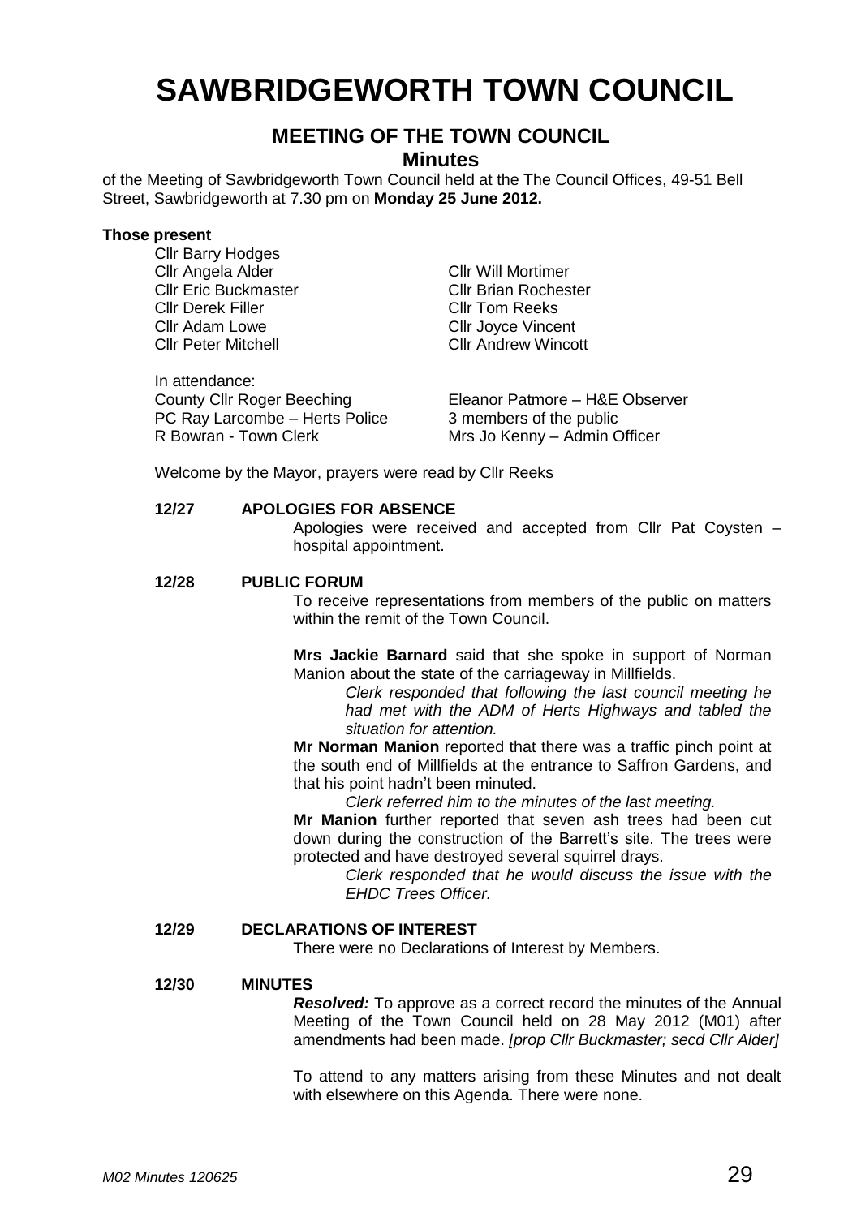# SAWBRIDGEWORTH TOWN COUNCIL

## MEETING OF THE TOWN COUNCIL

### Minutes

of the Meeting of Sawbridgeworth Town Council held at the The Council Offices, 49-51 Bell Street, Sawbridgeworth at 7.30 pm on **Monday 25 June 2012.**

**Those present**

Cllr Barry Hodges
Cllr Angela Alder
Cllr Eric Buckmaster
Cllr Derek Filler
Cllr Adam Lowe
Cllr Peter Mitchell
Cllr Will Mortimer
Cllr Brian Rochester
Cllr Tom Reeks
Cllr Joyce Vincent
Cllr Andrew Wincott

In attendance:
County Cllr Roger Beeching
PC Ray Larcombe – Herts Police
R Bowran - Town Clerk
Eleanor Patmore – H&E Observer
3 members of the public
Mrs Jo Kenny – Admin Officer

Welcome by the Mayor, prayers were read by Cllr Reeks

**12/27 APOLOGIES FOR ABSENCE**

Apologies were received and accepted from Cllr Pat Coysten – hospital appointment.

**12/28 PUBLIC FORUM**

To receive representations from members of the public on matters within the remit of the Town Council.

**Mrs Jackie Barnard** said that she spoke in support of Norman Manion about the state of the carriageway in Millfields.

*Clerk responded that following the last council meeting he had met with the ADM of Herts Highways and tabled the situation for attention.*

**Mr Norman Manion** reported that there was a traffic pinch point at the south end of Millfields at the entrance to Saffron Gardens, and that his point hadn't been minuted.

*Clerk referred him to the minutes of the last meeting.*

**Mr Manion** further reported that seven ash trees had been cut down during the construction of the Barrett's site. The trees were protected and have destroyed several squirrel drays.

*Clerk responded that he would discuss the issue with the EHDC Trees Officer.*

**12/29 DECLARATIONS OF INTEREST**

There were no Declarations of Interest by Members.

**12/30 MINUTES**

***Resolved:*** To approve as a correct record the minutes of the Annual Meeting of the Town Council held on 28 May 2012 (M01) after amendments had been made. *[prop Cllr Buckmaster; secd Cllr Alder]*

To attend to any matters arising from these Minutes and not dealt with elsewhere on this Agenda. There were none.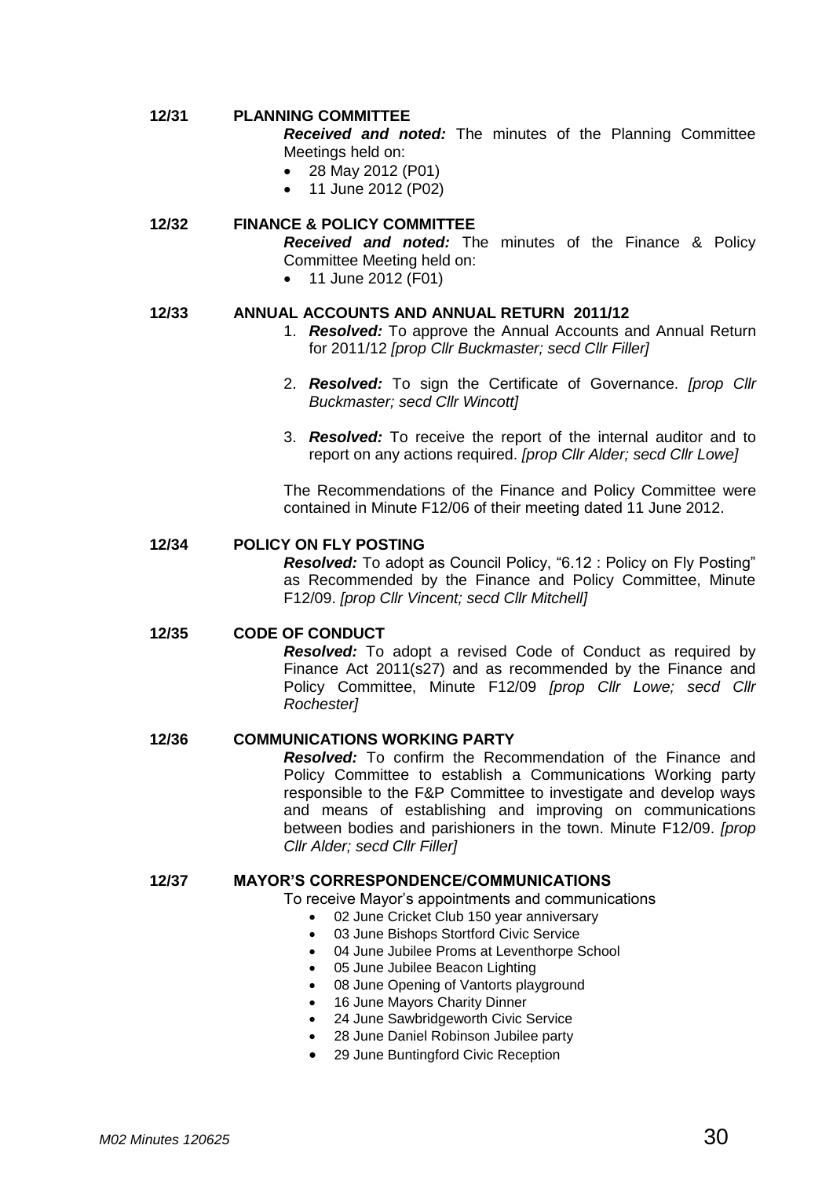**12/31 PLANNING COMMITTEE**

***Received and noted:*** The minutes of the Planning Committee Meetings held on:

- 28 May 2012 (P01)
- 11 June 2012 (P02)

**12/32 FINANCE & POLICY COMMITTEE**

***Received and noted:*** The minutes of the Finance & Policy Committee Meeting held on:

- 11 June 2012 (F01)

**12/33 ANNUAL ACCOUNTS AND ANNUAL RETURN 2011/12**

1. ***Resolved:*** To approve the Annual Accounts and Annual Return for 2011/12 *[prop Cllr Buckmaster; secd Cllr Filler]*

2. ***Resolved:*** To sign the Certificate of Governance. *[prop Cllr Buckmaster; secd Cllr Wincott]*

3. ***Resolved:*** To receive the report of the internal auditor and to report on any actions required. *[prop Cllr Alder; secd Cllr Lowe]*

The Recommendations of the Finance and Policy Committee were contained in Minute F12/06 of their meeting dated 11 June 2012.

**12/34 POLICY ON FLY POSTING**

***Resolved:*** To adopt as Council Policy, "6.12 : Policy on Fly Posting" as Recommended by the Finance and Policy Committee, Minute F12/09. *[prop Cllr Vincent; secd Cllr Mitchell]*

**12/35 CODE OF CONDUCT**

***Resolved:*** To adopt a revised Code of Conduct as required by Finance Act 2011(s27) and as recommended by the Finance and Policy Committee, Minute F12/09 *[prop Cllr Lowe; secd Cllr Rochester]*

**12/36 COMMUNICATIONS WORKING PARTY**

***Resolved:*** To confirm the Recommendation of the Finance and Policy Committee to establish a Communications Working party responsible to the F&P Committee to investigate and develop ways and means of establishing and improving on communications between bodies and parishioners in the town. Minute F12/09. *[prop Cllr Alder; secd Cllr Filler]*

**12/37 MAYOR'S CORRESPONDENCE/COMMUNICATIONS**

To receive Mayor's appointments and communications

- 02 June Cricket Club 150 year anniversary
- 03 June Bishops Stortford Civic Service
- 04 June Jubilee Proms at Leventhorpe School
- 05 June Jubilee Beacon Lighting
- 08 June Opening of Vantorts playground
- 16 June Mayors Charity Dinner
- 24 June Sawbridgeworth Civic Service
- 28 June Daniel Robinson Jubilee party
- 29 June Buntingford Civic Reception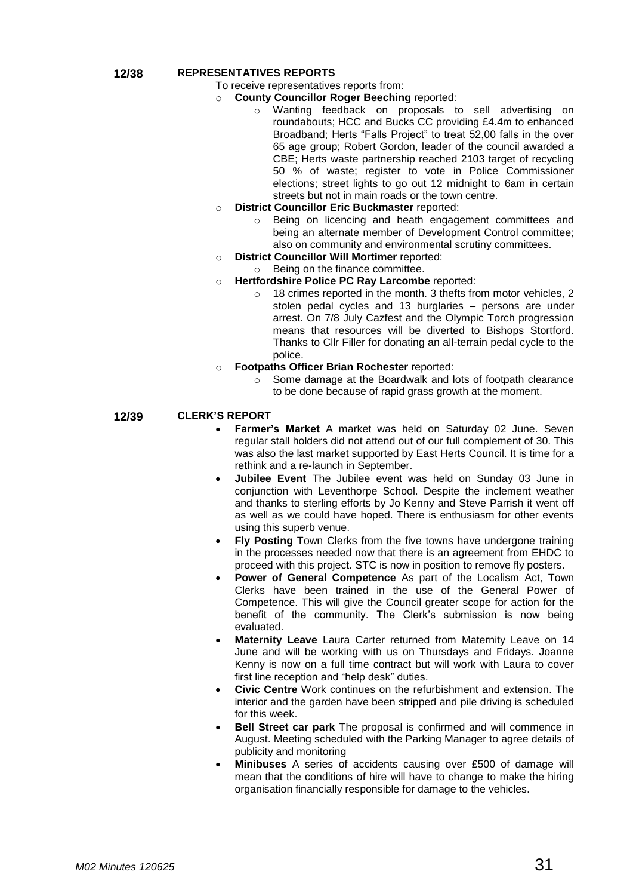**12/38 REPRESENTATIVES REPORTS**

To receive representatives reports from:

- **County Councillor Roger Beeching** reported:
  - Wanting feedback on proposals to sell advertising on roundabouts; HCC and Bucks CC providing £4.4m to enhanced Broadband; Herts "Falls Project" to treat 52,00 falls in the over 65 age group; Robert Gordon, leader of the council awarded a CBE; Herts waste partnership reached 2103 target of recycling 50 % of waste; register to vote in Police Commissioner elections; street lights to go out 12 midnight to 6am in certain streets but not in main roads or the town centre.
- **District Councillor Eric Buckmaster** reported:
  - Being on licencing and heath engagement committees and being an alternate member of Development Control committee; also on community and environmental scrutiny committees.
- **District Councillor Will Mortimer** reported:
  - Being on the finance committee.
- **Hertfordshire Police PC Ray Larcombe** reported:
  - 18 crimes reported in the month. 3 thefts from motor vehicles, 2 stolen pedal cycles and 13 burglaries – persons are under arrest. On 7/8 July Cazfest and the Olympic Torch progression means that resources will be diverted to Bishops Stortford. Thanks to Cllr Filler for donating an all-terrain pedal cycle to the police.
- **Footpaths Officer Brian Rochester** reported:
  - Some damage at the Boardwalk and lots of footpath clearance to be done because of rapid grass growth at the moment.

**12/39 CLERK'S REPORT**

- **Farmer's Market** A market was held on Saturday 02 June. Seven regular stall holders did not attend out of our full complement of 30. This was also the last market supported by East Herts Council. It is time for a rethink and a re-launch in September.
- **Jubilee Event** The Jubilee event was held on Sunday 03 June in conjunction with Leventhorpe School. Despite the inclement weather and thanks to sterling efforts by Jo Kenny and Steve Parrish it went off as well as we could have hoped. There is enthusiasm for other events using this superb venue.
- **Fly Posting** Town Clerks from the five towns have undergone training in the processes needed now that there is an agreement from EHDC to proceed with this project. STC is now in position to remove fly posters.
- **Power of General Competence** As part of the Localism Act, Town Clerks have been trained in the use of the General Power of Competence. This will give the Council greater scope for action for the benefit of the community. The Clerk's submission is now being evaluated.
- **Maternity Leave** Laura Carter returned from Maternity Leave on 14 June and will be working with us on Thursdays and Fridays. Joanne Kenny is now on a full time contract but will work with Laura to cover first line reception and "help desk" duties.
- **Civic Centre** Work continues on the refurbishment and extension. The interior and the garden have been stripped and pile driving is scheduled for this week.
- **Bell Street car park** The proposal is confirmed and will commence in August. Meeting scheduled with the Parking Manager to agree details of publicity and monitoring
- **Minibuses** A series of accidents causing over £500 of damage will mean that the conditions of hire will have to change to make the hiring organisation financially responsible for damage to the vehicles.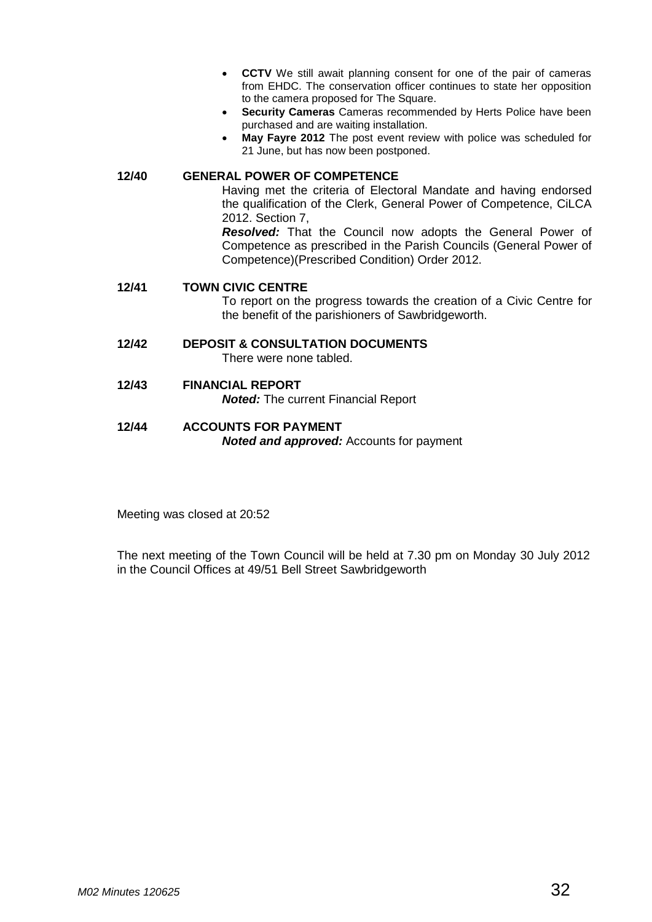- **CCTV** We still await planning consent for one of the pair of cameras from EHDC. The conservation officer continues to state her opposition to the camera proposed for The Square.
- **Security Cameras** Cameras recommended by Herts Police have been purchased and are waiting installation.
- **May Fayre 2012** The post event review with police was scheduled for 21 June, but has now been postponed.

**12/40 GENERAL POWER OF COMPETENCE**

Having met the criteria of Electoral Mandate and having endorsed the qualification of the Clerk, General Power of Competence, CiLCA 2012. Section 7,

***Resolved:*** That the Council now adopts the General Power of Competence as prescribed in the Parish Councils (General Power of Competence)(Prescribed Condition) Order 2012.

**12/41 TOWN CIVIC CENTRE**

To report on the progress towards the creation of a Civic Centre for the benefit of the parishioners of Sawbridgeworth.

**12/42 DEPOSIT & CONSULTATION DOCUMENTS**

There were none tabled.

**12/43 FINANCIAL REPORT**

***Noted:*** The current Financial Report

**12/44 ACCOUNTS FOR PAYMENT**

***Noted and approved:*** Accounts for payment

Meeting was closed at 20:52

The next meeting of the Town Council will be held at 7.30 pm on Monday 30 July 2012 in the Council Offices at 49/51 Bell Street Sawbridgeworth